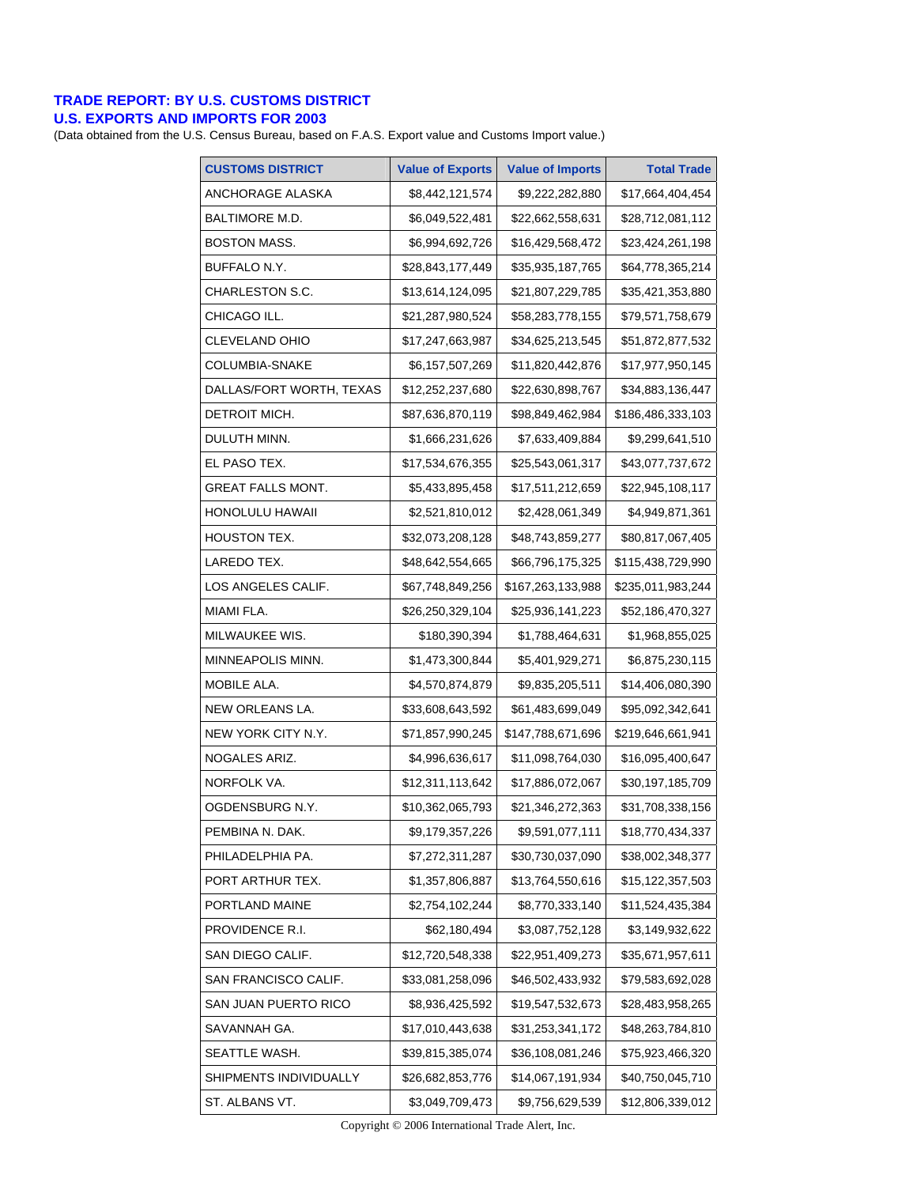## TRADE REPORT: BY U.S. CUSTOMS DISTRICT
## U.S. EXPORTS AND IMPORTS FOR 2003

(Data obtained from the U.S. Census Bureau, based on F.A.S. Export value and Customs Import value.)

| CUSTOMS DISTRICT | Value of Exports | Value of Imports | Total Trade |
|---|---|---|---|
| ANCHORAGE ALASKA | $8,442,121,574 | $9,222,282,880 | $17,664,404,454 |
| BALTIMORE M.D. | $6,049,522,481 | $22,662,558,631 | $28,712,081,112 |
| BOSTON MASS. | $6,994,692,726 | $16,429,568,472 | $23,424,261,198 |
| BUFFALO N.Y. | $28,843,177,449 | $35,935,187,765 | $64,778,365,214 |
| CHARLESTON S.C. | $13,614,124,095 | $21,807,229,785 | $35,421,353,880 |
| CHICAGO ILL. | $21,287,980,524 | $58,283,778,155 | $79,571,758,679 |
| CLEVELAND OHIO | $17,247,663,987 | $34,625,213,545 | $51,872,877,532 |
| COLUMBIA-SNAKE | $6,157,507,269 | $11,820,442,876 | $17,977,950,145 |
| DALLAS/FORT WORTH, TEXAS | $12,252,237,680 | $22,630,898,767 | $34,883,136,447 |
| DETROIT MICH. | $87,636,870,119 | $98,849,462,984 | $186,486,333,103 |
| DULUTH MINN. | $1,666,231,626 | $7,633,409,884 | $9,299,641,510 |
| EL PASO TEX. | $17,534,676,355 | $25,543,061,317 | $43,077,737,672 |
| GREAT FALLS MONT. | $5,433,895,458 | $17,511,212,659 | $22,945,108,117 |
| HONOLULU HAWAII | $2,521,810,012 | $2,428,061,349 | $4,949,871,361 |
| HOUSTON TEX. | $32,073,208,128 | $48,743,859,277 | $80,817,067,405 |
| LAREDO TEX. | $48,642,554,665 | $66,796,175,325 | $115,438,729,990 |
| LOS ANGELES CALIF. | $67,748,849,256 | $167,263,133,988 | $235,011,983,244 |
| MIAMI FLA. | $26,250,329,104 | $25,936,141,223 | $52,186,470,327 |
| MILWAUKEE WIS. | $180,390,394 | $1,788,464,631 | $1,968,855,025 |
| MINNEAPOLIS MINN. | $1,473,300,844 | $5,401,929,271 | $6,875,230,115 |
| MOBILE ALA. | $4,570,874,879 | $9,835,205,511 | $14,406,080,390 |
| NEW ORLEANS LA. | $33,608,643,592 | $61,483,699,049 | $95,092,342,641 |
| NEW YORK CITY N.Y. | $71,857,990,245 | $147,788,671,696 | $219,646,661,941 |
| NOGALES ARIZ. | $4,996,636,617 | $11,098,764,030 | $16,095,400,647 |
| NORFOLK VA. | $12,311,113,642 | $17,886,072,067 | $30,197,185,709 |
| OGDENSBURG N.Y. | $10,362,065,793 | $21,346,272,363 | $31,708,338,156 |
| PEMBINA N. DAK. | $9,179,357,226 | $9,591,077,111 | $18,770,434,337 |
| PHILADELPHIA PA. | $7,272,311,287 | $30,730,037,090 | $38,002,348,377 |
| PORT ARTHUR TEX. | $1,357,806,887 | $13,764,550,616 | $15,122,357,503 |
| PORTLAND MAINE | $2,754,102,244 | $8,770,333,140 | $11,524,435,384 |
| PROVIDENCE R.I. | $62,180,494 | $3,087,752,128 | $3,149,932,622 |
| SAN DIEGO CALIF. | $12,720,548,338 | $22,951,409,273 | $35,671,957,611 |
| SAN FRANCISCO CALIF. | $33,081,258,096 | $46,502,433,932 | $79,583,692,028 |
| SAN JUAN PUERTO RICO | $8,936,425,592 | $19,547,532,673 | $28,483,958,265 |
| SAVANNAH GA. | $17,010,443,638 | $31,253,341,172 | $48,263,784,810 |
| SEATTLE WASH. | $39,815,385,074 | $36,108,081,246 | $75,923,466,320 |
| SHIPMENTS INDIVIDUALLY | $26,682,853,776 | $14,067,191,934 | $40,750,045,710 |
| ST. ALBANS VT. | $3,049,709,473 | $9,756,629,539 | $12,806,339,012 |

Copyright © 2006 International Trade Alert, Inc.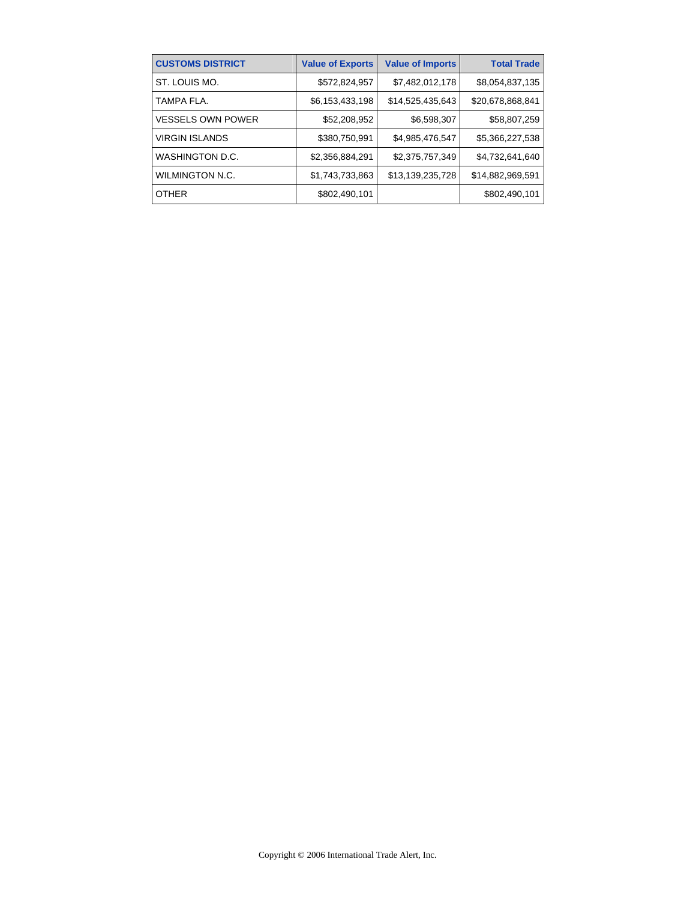| CUSTOMS DISTRICT | Value of Exports | Value of Imports | Total Trade |
|---|---|---|---|
| ST. LOUIS MO. | $572,824,957 | $7,482,012,178 | $8,054,837,135 |
| TAMPA FLA. | $6,153,433,198 | $14,525,435,643 | $20,678,868,841 |
| VESSELS OWN POWER | $52,208,952 | $6,598,307 | $58,807,259 |
| VIRGIN ISLANDS | $380,750,991 | $4,985,476,547 | $5,366,227,538 |
| WASHINGTON D.C. | $2,356,884,291 | $2,375,757,349 | $4,732,641,640 |
| WILMINGTON N.C. | $1,743,733,863 | $13,139,235,728 | $14,882,969,591 |
| OTHER | $802,490,101 | | $802,490,101 |

Copyright © 2006 International Trade Alert, Inc.